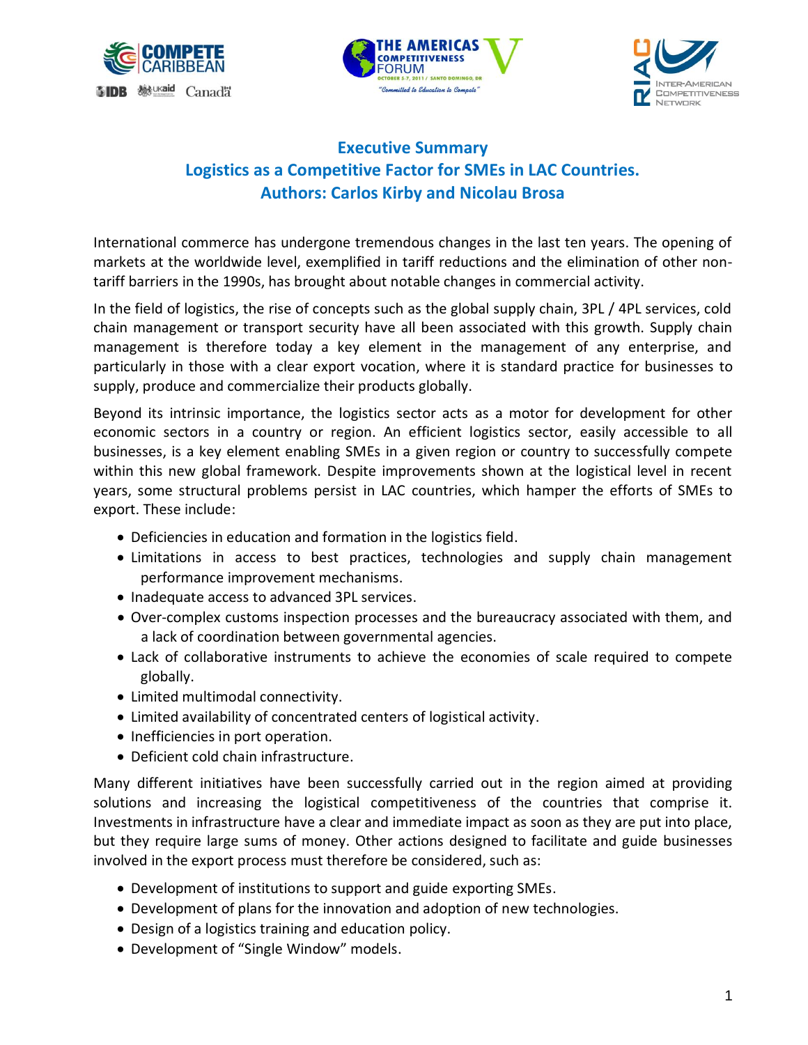# Executive Summary

## Logistics as a Competitive Factor for SMEs in LAC Countries.

## Authors: Carlos Kirby and Nicolau Brosa

International commerce has undergone tremendous changes in the last ten years. The opening of markets at the worldwide level, exemplified in tariff reductions and the elimination of other non-tariff barriers in the 1990s, has brought about notable changes in commercial activity.

In the field of logistics, the rise of concepts such as the global supply chain, 3PL / 4PL services, cold chain management or transport security have all been associated with this growth. Supply chain management is therefore today a key element in the management of any enterprise, and particularly in those with a clear export vocation, where it is standard practice for businesses to supply, produce and commercialize their products globally.

Beyond its intrinsic importance, the logistics sector acts as a motor for development for other economic sectors in a country or region. An efficient logistics sector, easily accessible to all businesses, is a key element enabling SMEs in a given region or country to successfully compete within this new global framework. Despite improvements shown at the logistical level in recent years, some structural problems persist in LAC countries, which hamper the efforts of SMEs to export. These include:

- Deficiencies in education and formation in the logistics field.
- Limitations in access to best practices, technologies and supply chain management performance improvement mechanisms.
- Inadequate access to advanced 3PL services.
- Over-complex customs inspection processes and the bureaucracy associated with them, and a lack of coordination between governmental agencies.
- Lack of collaborative instruments to achieve the economies of scale required to compete globally.
- Limited multimodal connectivity.
- Limited availability of concentrated centers of logistical activity.
- Inefficiencies in port operation.
- Deficient cold chain infrastructure.

Many different initiatives have been successfully carried out in the region aimed at providing solutions and increasing the logistical competitiveness of the countries that comprise it. Investments in infrastructure have a clear and immediate impact as soon as they are put into place, but they require large sums of money. Other actions designed to facilitate and guide businesses involved in the export process must therefore be considered, such as:

- Development of institutions to support and guide exporting SMEs.
- Development of plans for the innovation and adoption of new technologies.
- Design of a logistics training and education policy.
- Development of "Single Window" models.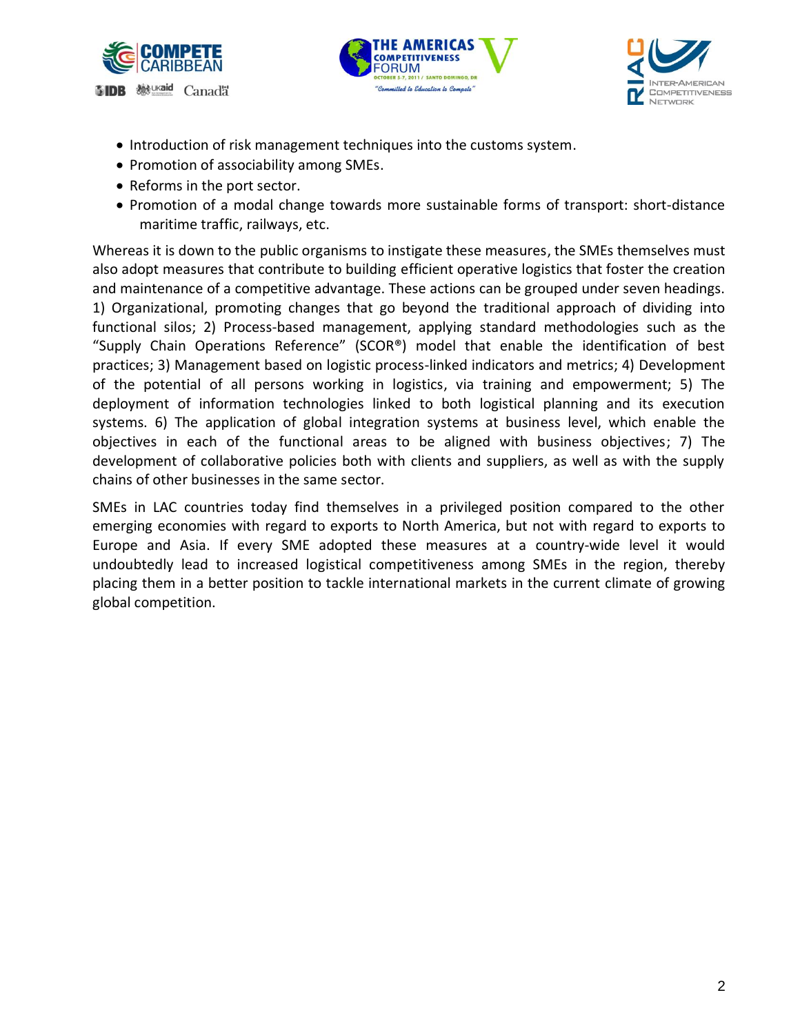- Introduction of risk management techniques into the customs system.
- Promotion of associability among SMEs.
- Reforms in the port sector.
- Promotion of a modal change towards more sustainable forms of transport: short-distance maritime traffic, railways, etc.

Whereas it is down to the public organisms to instigate these measures, the SMEs themselves must also adopt measures that contribute to building efficient operative logistics that foster the creation and maintenance of a competitive advantage. These actions can be grouped under seven headings. 1) Organizational, promoting changes that go beyond the traditional approach of dividing into functional silos; 2) Process-based management, applying standard methodologies such as the "Supply Chain Operations Reference" (SCOR®) model that enable the identification of best practices; 3) Management based on logistic process-linked indicators and metrics; 4) Development of the potential of all persons working in logistics, via training and empowerment; 5) The deployment of information technologies linked to both logistical planning and its execution systems. 6) The application of global integration systems at business level, which enable the objectives in each of the functional areas to be aligned with business objectives; 7) The development of collaborative policies both with clients and suppliers, as well as with the supply chains of other businesses in the same sector.

SMEs in LAC countries today find themselves in a privileged position compared to the other emerging economies with regard to exports to North America, but not with regard to exports to Europe and Asia. If every SME adopted these measures at a country-wide level it would undoubtedly lead to increased logistical competitiveness among SMEs in the region, thereby placing them in a better position to tackle international markets in the current climate of growing global competition.